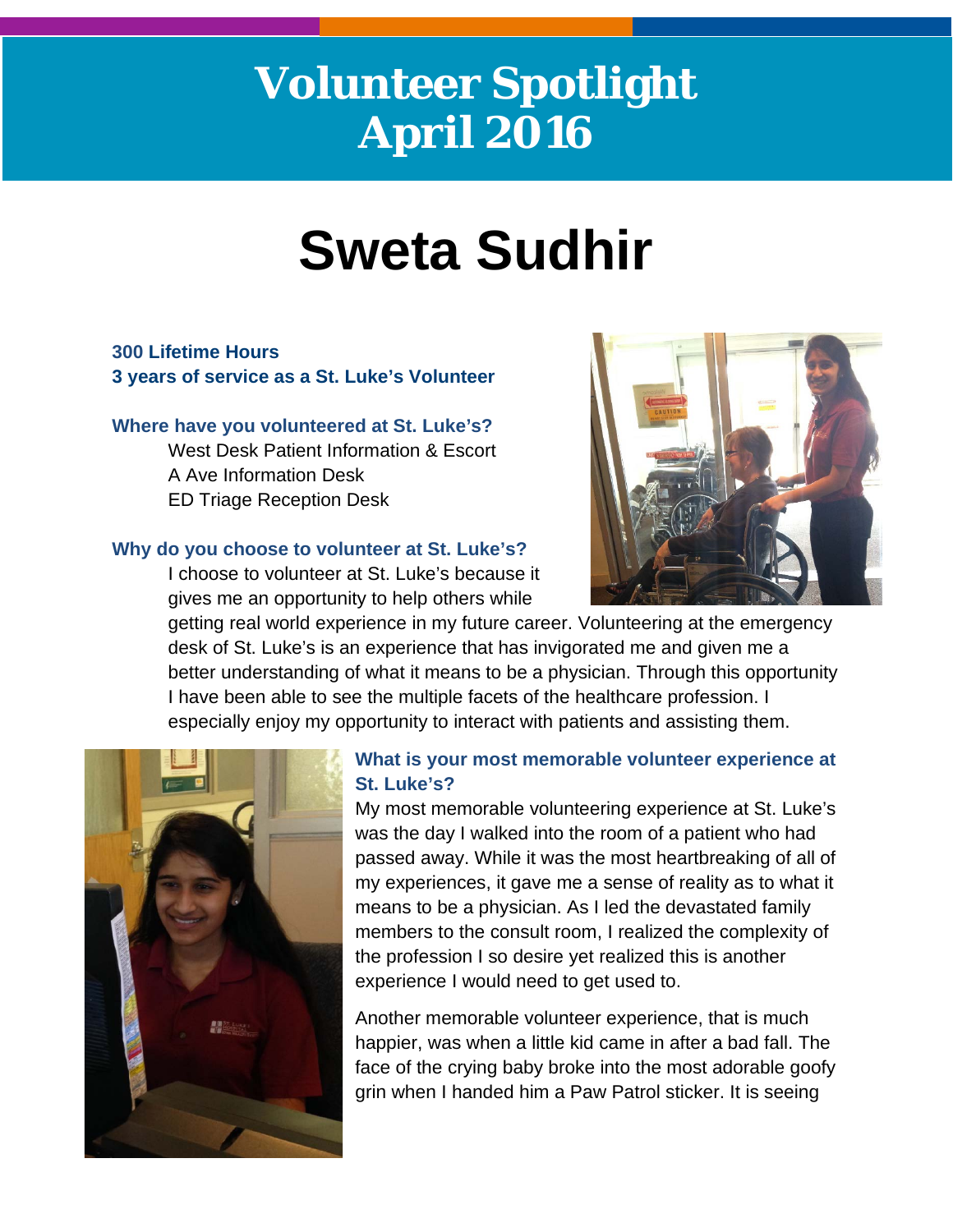# Volunteer Spotlight
# April 2016

# Sweta Sudhir

**300 Lifetime Hours**
**3 years of service as a St. Luke's Volunteer**

### Where have you volunteered at St. Luke's?

West Desk Patient Information & Escort
A Ave Information Desk
ED Triage Reception Desk

### Why do you choose to volunteer at St. Luke's?

I choose to volunteer at St. Luke's because it gives me an opportunity to help others while getting real world experience in my future career. Volunteering at the emergency desk of St. Luke's is an experience that has invigorated me and given me a better understanding of what it means to be a physician. Through this opportunity I have been able to see the multiple facets of the healthcare profession. I especially enjoy my opportunity to interact with patients and assisting them.

### What is your most memorable volunteer experience at St. Luke's?

My most memorable volunteering experience at St. Luke's was the day I walked into the room of a patient who had passed away. While it was the most heartbreaking of all of my experiences, it gave me a sense of reality as to what it means to be a physician. As I led the devastated family members to the consult room, I realized the complexity of the profession I so desire yet realized this is another experience I would need to get used to.

Another memorable volunteer experience, that is much happier, was when a little kid came in after a bad fall. The face of the crying baby broke into the most adorable goofy grin when I handed him a Paw Patrol sticker. It is seeing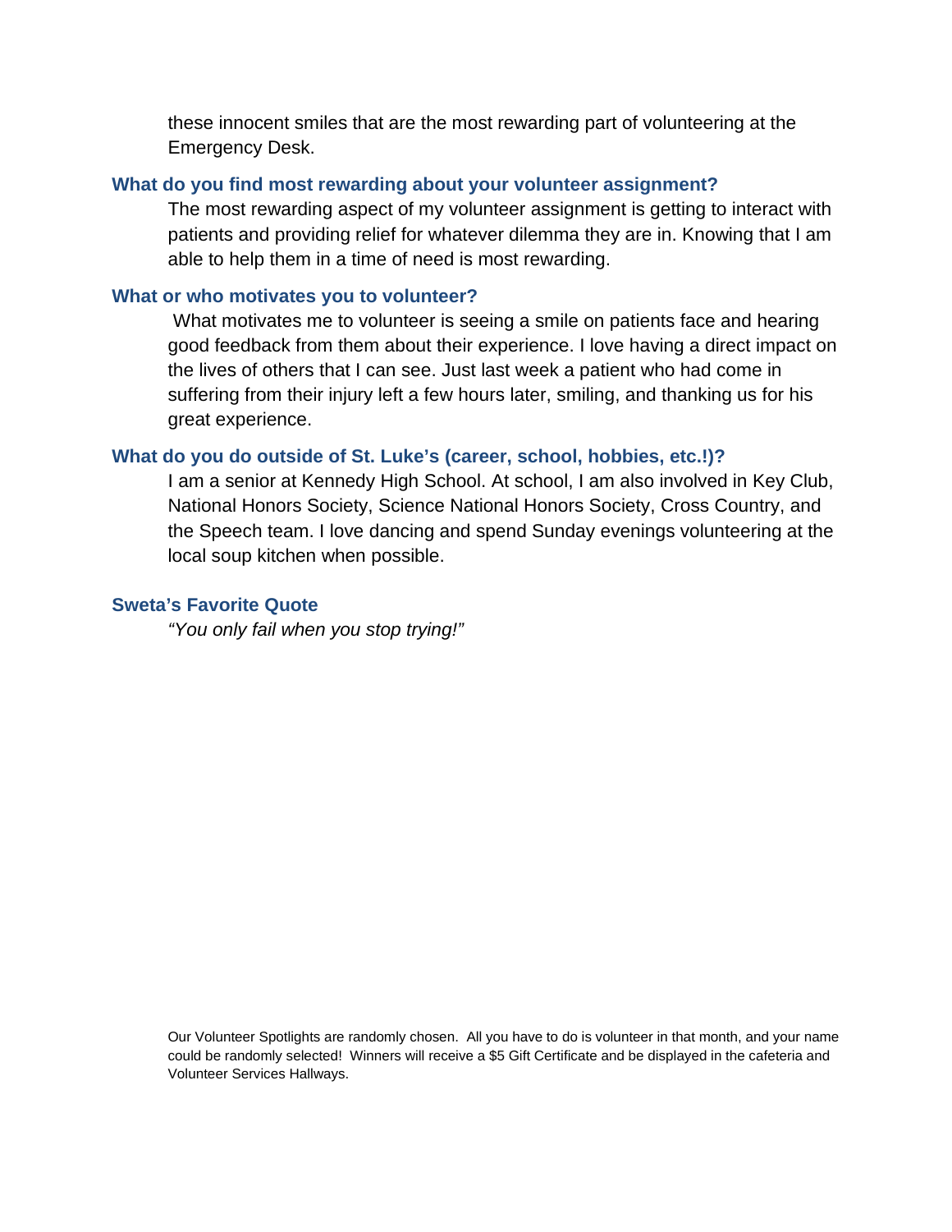these innocent smiles that are the most rewarding part of volunteering at the Emergency Desk.

### What do you find most rewarding about your volunteer assignment?

The most rewarding aspect of my volunteer assignment is getting to interact with patients and providing relief for whatever dilemma they are in. Knowing that I am able to help them in a time of need is most rewarding.

### What or who motivates you to volunteer?

What motivates me to volunteer is seeing a smile on patients face and hearing good feedback from them about their experience. I love having a direct impact on the lives of others that I can see. Just last week a patient who had come in suffering from their injury left a few hours later, smiling, and thanking us for his great experience.

### What do you do outside of St. Luke's (career, school, hobbies, etc.!)?

I am a senior at Kennedy High School. At school, I am also involved in Key Club, National Honors Society, Science National Honors Society, Cross Country, and the Speech team. I love dancing and spend Sunday evenings volunteering at the local soup kitchen when possible.

### Sweta's Favorite Quote

*"You only fail when you stop trying!"*

Our Volunteer Spotlights are randomly chosen. All you have to do is volunteer in that month, and your name could be randomly selected! Winners will receive a $5 Gift Certificate and be displayed in the cafeteria and Volunteer Services Hallways.